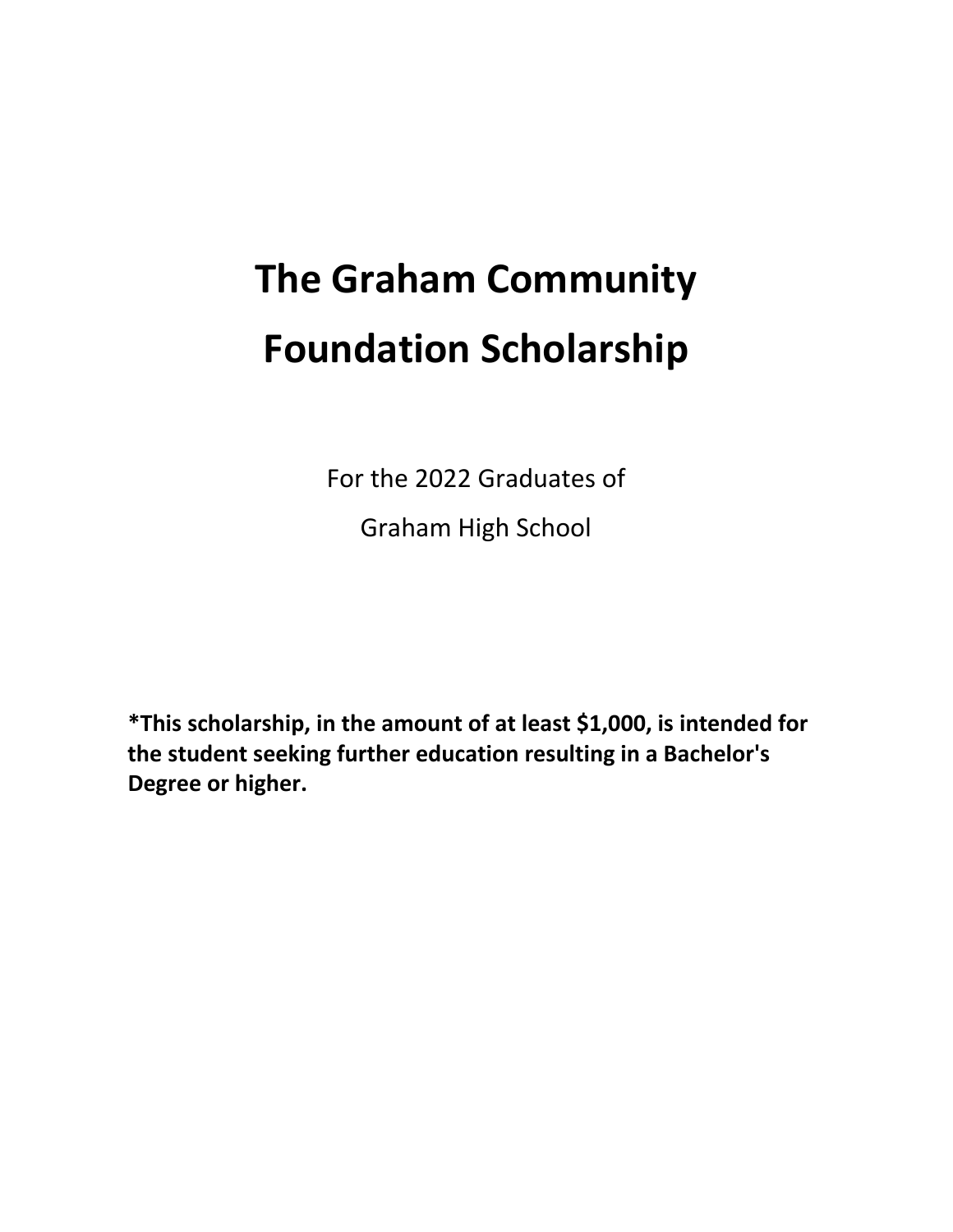# The Graham Community Foundation Scholarship

For the 2022 Graduates of

Graham High School

**\*This scholarship, in the amount of at least $1,000, is intended for the student seeking further education resulting in a Bachelor's Degree or higher.**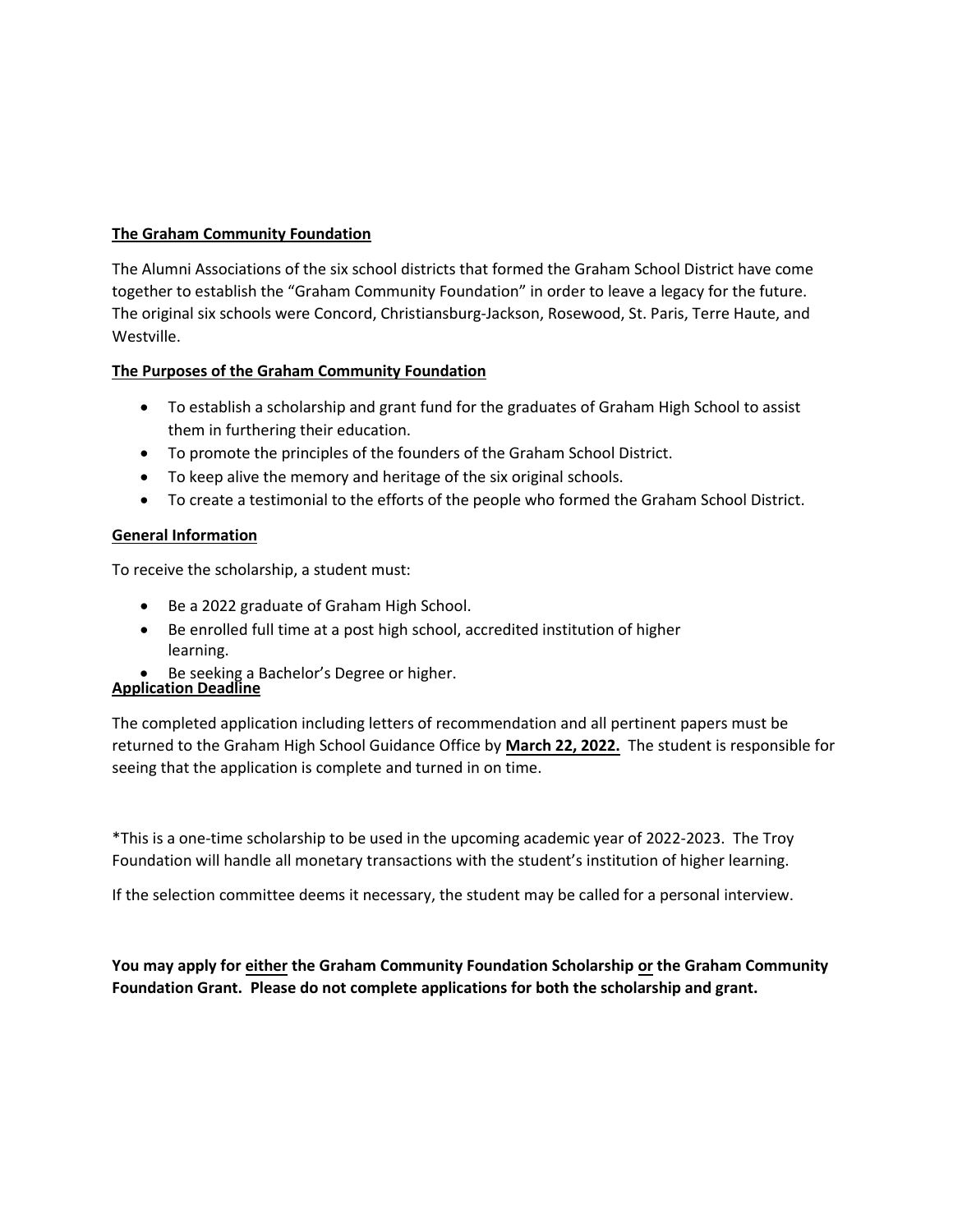## The Graham Community Foundation

The Alumni Associations of the six school districts that formed the Graham School District have come together to establish the "Graham Community Foundation" in order to leave a legacy for the future. The original six schools were Concord, Christiansburg-Jackson, Rosewood, St. Paris, Terre Haute, and Westville.

## The Purposes of the Graham Community Foundation

- To establish a scholarship and grant fund for the graduates of Graham High School to assist them in furthering their education.
- To promote the principles of the founders of the Graham School District.
- To keep alive the memory and heritage of the six original schools.
- To create a testimonial to the efforts of the people who formed the Graham School District.

## General Information

To receive the scholarship, a student must:

- Be a 2022 graduate of Graham High School.
- Be enrolled full time at a post high school, accredited institution of higher learning.
- Be seeking a Bachelor's Degree or higher.

## Application Deadline

The completed application including letters of recommendation and all pertinent papers must be returned to the Graham High School Guidance Office by **March 22, 2022.** The student is responsible for seeing that the application is complete and turned in on time.

*This is a one-time scholarship to be used in the upcoming academic year of 2022-2023. The Troy Foundation will handle all monetary transactions with the student's institution of higher learning.

If the selection committee deems it necessary, the student may be called for a personal interview.

**You may apply for either the Graham Community Foundation Scholarship or the Graham Community Foundation Grant. Please do not complete applications for both the scholarship and grant.**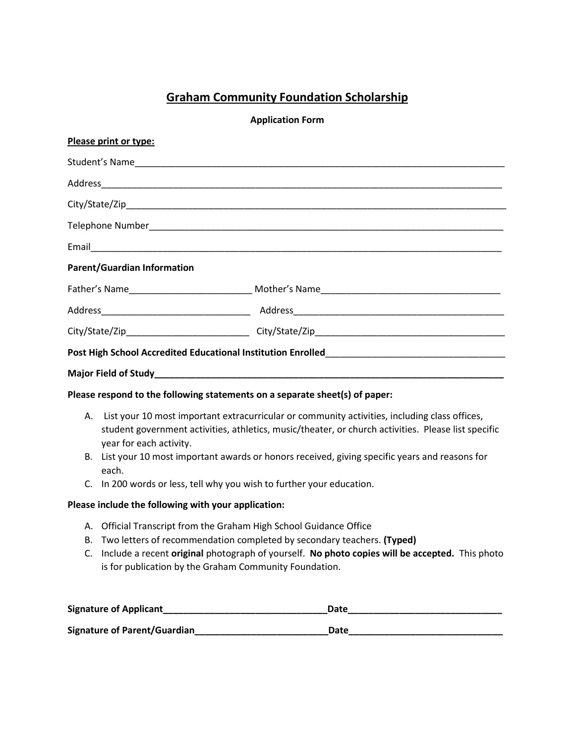# Graham Community Foundation Scholarship

**Application Form**

**Please print or type:**

Student's Name________________________________________________________________________

Address______________________________________________________________________________

City/State/Zip_________________________________________________________________________

Telephone Number______________________________________________________________________

Email________________________________________________________________________________

**Parent/Guardian Information**

Father's Name________________________ Mother's Name___________________________________

Address_____________________________ Address_________________________________________

City/State/Zip________________________ City/State/Zip____________________________________

**Post High School Accredited Educational Institution Enrolled**__________________________________

**Major Field of Study**__________________________________________________________________

**Please respond to the following statements on a separate sheet(s) of paper:**

A. List your 10 most important extracurricular or community activities, including class offices, student government activities, athletics, music/theater, or church activities. Please list specific year for each activity.
B. List your 10 most important awards or honors received, giving specific years and reasons for each.
C. In 200 words or less, tell why you wish to further your education.

**Please include the following with your application:**

A. Official Transcript from the Graham High School Guidance Office
B. Two letters of recommendation completed by secondary teachers. **(Typed)**
C. Include a recent **original** photograph of yourself. **No photo copies will be accepted.** This photo is for publication by the Graham Community Foundation.

**Signature of Applicant**________________________________**Date**______________________________

**Signature of Parent/Guardian**__________________________**Date**______________________________